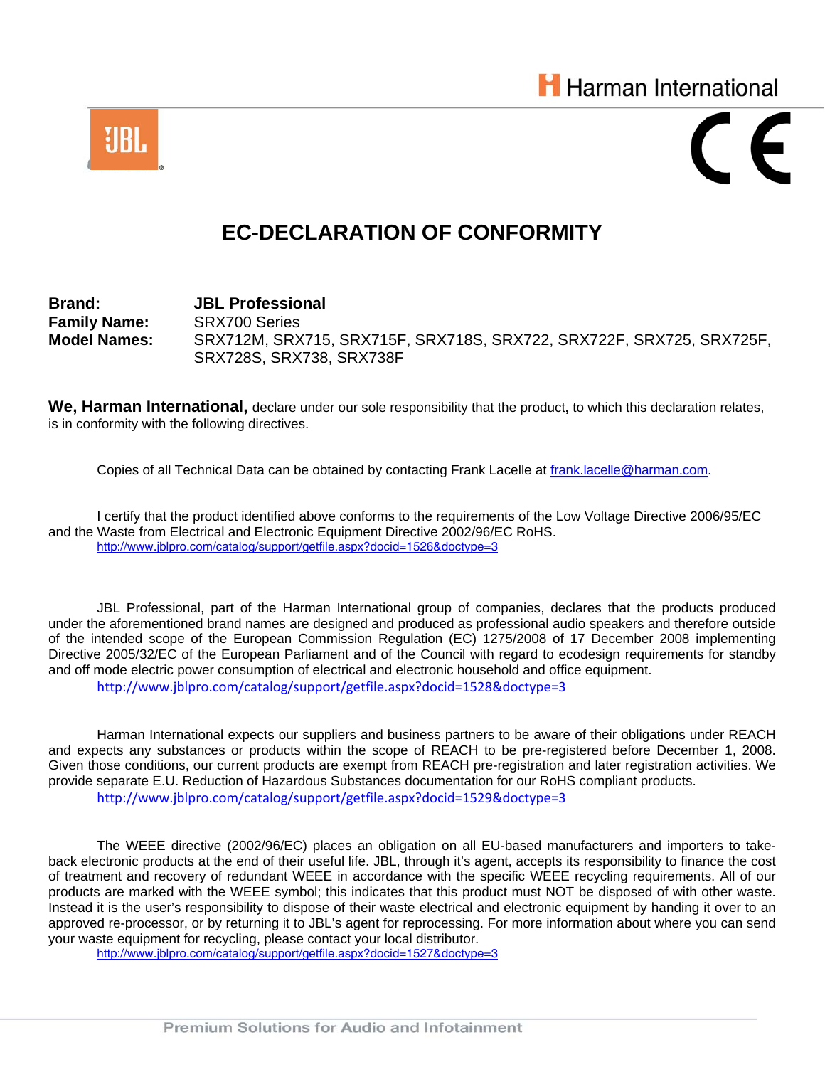Harman International

# EC-DECLARATION OF CONFORMITY

**Brand:** **JBL Professional**
**Family Name:** SRX700 Series
**Model Names:** SRX712M, SRX715, SRX715F, SRX718S, SRX722, SRX722F, SRX725, SRX725F, SRX728S, SRX738, SRX738F

**We, Harman International,** declare under our sole responsibility that the product**,** to which this declaration relates, is in conformity with the following directives.

Copies of all Technical Data can be obtained by contacting Frank Lacelle at frank.lacelle@harman.com.

I certify that the product identified above conforms to the requirements of the Low Voltage Directive 2006/95/EC and the Waste from Electrical and Electronic Equipment Directive 2002/96/EC RoHS.
http://www.jblpro.com/catalog/support/getfile.aspx?docid=1526&doctype=3

JBL Professional, part of the Harman International group of companies, declares that the products produced under the aforementioned brand names are designed and produced as professional audio speakers and therefore outside of the intended scope of the European Commission Regulation (EC) 1275/2008 of 17 December 2008 implementing Directive 2005/32/EC of the European Parliament and of the Council with regard to ecodesign requirements for standby and off mode electric power consumption of electrical and electronic household and office equipment.
http://www.jblpro.com/catalog/support/getfile.aspx?docid=1528&doctype=3

Harman International expects our suppliers and business partners to be aware of their obligations under REACH and expects any substances or products within the scope of REACH to be pre-registered before December 1, 2008. Given those conditions, our current products are exempt from REACH pre-registration and later registration activities. We provide separate E.U. Reduction of Hazardous Substances documentation for our RoHS compliant products.
http://www.jblpro.com/catalog/support/getfile.aspx?docid=1529&doctype=3

The WEEE directive (2002/96/EC) places an obligation on all EU-based manufacturers and importers to take-back electronic products at the end of their useful life. JBL, through it's agent, accepts its responsibility to finance the cost of treatment and recovery of redundant WEEE in accordance with the specific WEEE recycling requirements. All of our products are marked with the WEEE symbol; this indicates that this product must NOT be disposed of with other waste. Instead it is the user's responsibility to dispose of their waste electrical and electronic equipment by handing it over to an approved re-processor, or by returning it to JBL's agent for reprocessing. For more information about where you can send your waste equipment for recycling, please contact your local distributor.
http://www.jblpro.com/catalog/support/getfile.aspx?docid=1527&doctype=3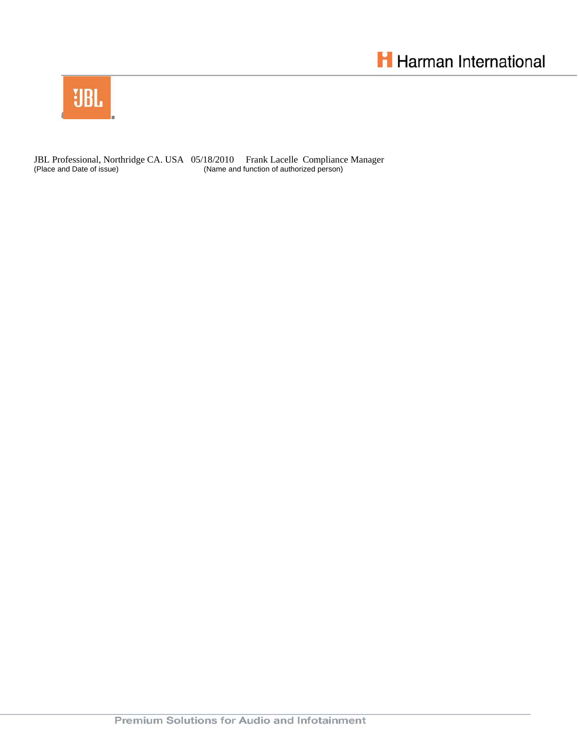JBL Professional, Northridge CA. USA   05/18/2010     Frank Lacelle  Compliance Manager
(Place and Date of issue)                                        (Name and function of authorized person)